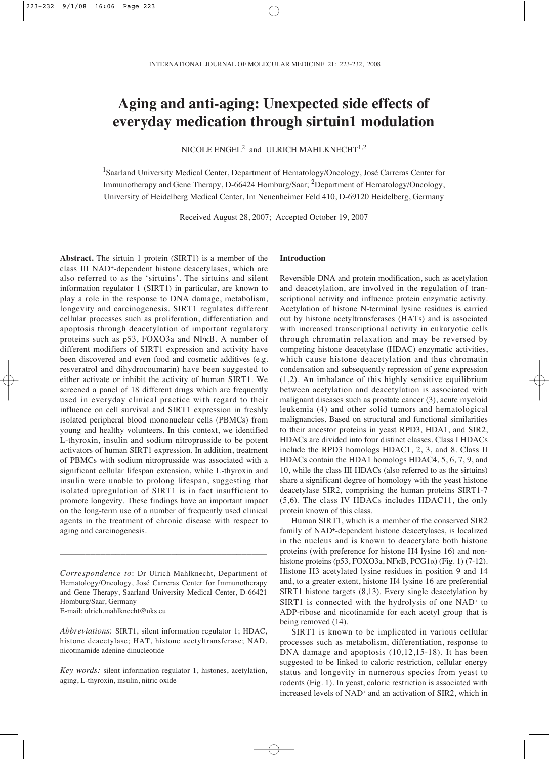# Aging and anti-aging: Unexpected side effects of everyday medication through sirtuin1 modulation

NICOLE ENGEL[2] and ULRICH MAHLKNECHT[1,2]

[1]Saarland University Medical Center, Department of Hematology/Oncology, José Carreras Center for Immunotherapy and Gene Therapy, D-66424 Homburg/Saar; [2]Department of Hematology/Oncology, University of Heidelberg Medical Center, Im Neuenheimer Feld 410, D-69120 Heidelberg, Germany

Received August 28, 2007; Accepted October 19, 2007

**Abstract.** The sirtuin 1 protein (SIRT1) is a member of the class III $NAD^+$-dependent histone deacetylases, which are also referred to as the 'sirtuins'. The sirtuins and silent information regulator 1 (SIRT1) in particular, are known to play a role in the response to DNA damage, metabolism, longevity and carcinogenesis. SIRT1 regulates different cellular processes such as proliferation, differentiation and apoptosis through deacetylation of important regulatory proteins such as p53, FOXO3a and NFκB. A number of different modifiers of SIRT1 expression and activity have been discovered and even food and cosmetic additives (e.g. resveratrol and dihydrocoumarin) have been suggested to either activate or inhibit the activity of human SIRT1. We screened a panel of 18 different drugs which are frequently used in everyday clinical practice with regard to their influence on cell survival and SIRT1 expression in freshly isolated peripheral blood mononuclear cells (PBMCs) from young and healthy volunteers. In this context, we identified L-thyroxin, insulin and sodium nitroprusside to be potent activators of human SIRT1 expression. In addition, treatment of PBMCs with sodium nitroprusside was associated with a significant cellular lifespan extension, while L-thyroxin and insulin were unable to prolong lifespan, suggesting that isolated upregulation of SIRT1 is in fact insufficient to promote longevity. These findings have an important impact on the long-term use of a number of frequently used clinical agents in the treatment of chronic disease with respect to aging and carcinogenesis.

---

*Correspondence to*: Dr Ulrich Mahlknecht, Department of Hematology/Oncology, José Carreras Center for Immunotherapy and Gene Therapy, Saarland University Medical Center, D-66421 Homburg/Saar, Germany
E-mail: ulrich.mahlknecht@uks.eu

*Abbreviations*: SIRT1, silent information regulator 1; HDAC, histone deacetylase; HAT, histone acetyltransferase; NAD, nicotinamide adenine dinucleotide

*Key words:* silent information regulator 1, histones, acetylation, aging, L-thyroxin, insulin, nitric oxide

## Introduction

Reversible DNA and protein modification, such as acetylation and deacetylation, are involved in the regulation of transcriptional activity and influence protein enzymatic activity. Acetylation of histone N-terminal lysine residues is carried out by histone acetyltransferases (HATs) and is associated with increased transcriptional activity in eukaryotic cells through chromatin relaxation and may be reversed by competing histone deacetylase (HDAC) enzymatic activities, which cause histone deacetylation and thus chromatin condensation and subsequently repression of gene expression (1,2). An imbalance of this highly sensitive equilibrium between acetylation and deacetylation is associated with malignant diseases such as prostate cancer (3), acute myeloid leukemia (4) and other solid tumors and hematological malignancies. Based on structural and functional similarities to their ancestor proteins in yeast RPD3, HDA1, and SIR2, HDACs are divided into four distinct classes. Class I HDACs include the RPD3 homologs HDAC1, 2, 3, and 8. Class II HDACs contain the HDA1 homologs HDAC4, 5, 6, 7, 9, and 10, while the class III HDACs (also referred to as the sirtuins) share a significant degree of homology with the yeast histone deacetylase SIR2, comprising the human proteins SIRT1-7 (5,6). The class IV HDACs includes HDAC11, the only protein known of this class.

Human SIRT1, which is a member of the conserved SIR2 family of $NAD^+$-dependent histone deacetylases, is localized in the nucleus and is known to deacetylate both histone proteins (with preference for histone H4 lysine 16) and non-histone proteins (p53, FOXO3a, NFκB, PCG1α) (Fig. 1) (7-12). Histone H3 acetylated lysine residues in position 9 and 14 and, to a greater extent, histone H4 lysine 16 are preferential SIRT1 histone targets (8,13). Every single deacetylation by SIRT1 is connected with the hydrolysis of one $NAD^+$ to ADP-ribose and nicotinamide for each acetyl group that is being removed (14).

SIRT1 is known to be implicated in various cellular processes such as metabolism, differentiation, response to DNA damage and apoptosis (10,12,15-18). It has been suggested to be linked to caloric restriction, cellular energy status and longevity in numerous species from yeast to rodents (Fig. 1). In yeast, caloric restriction is associated with increased levels of $NAD^+$ and an activation of SIR2, which in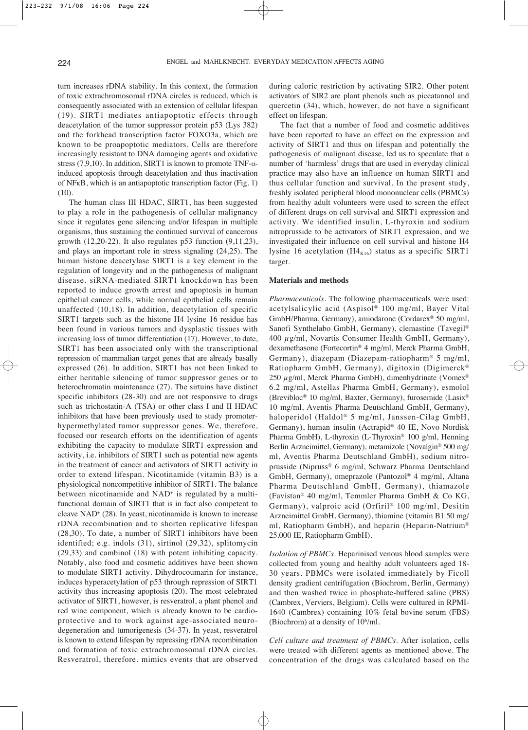turn increases rDNA stability. In this context, the formation of toxic extrachromosomal rDNA circles is reduced, which is consequently associated with an extension of cellular lifespan (19). SIRT1 mediates antiapoptotic effects through deacetylation of the tumor suppressor protein p53 (Lys 382) and the forkhead transcription factor FOXO3a, which are known to be proapoptotic mediators. Cells are therefore increasingly resistant to DNA damaging agents and oxidative stress (7,9,10). In addition, SIRT1 is known to promote TNF-α-induced apoptosis through deacetylation and thus inactivation of NFκB, which is an antiapoptotic transcription factor (Fig. 1) (10).

The human class III HDAC, SIRT1, has been suggested to play a role in the pathogenesis of cellular malignancy since it regulates gene silencing and/or lifespan in multiple organisms, thus sustaining the continued survival of cancerous growth (12,20-22). It also regulates p53 function (9,11,23), and plays an important role in stress signaling (24,25). The human histone deacetylase SIRT1 is a key element in the regulation of longevity and in the pathogenesis of malignant disease. siRNA-mediated SIRT1 knockdown has been reported to induce growth arrest and apoptosis in human epithelial cancer cells, while normal epithelial cells remain unaffected (10,18). In addition, deacetylation of specific SIRT1 targets such as the histone H4 lysine 16 residue has been found in various tumors and dysplastic tissues with increasing loss of tumor differentiation (17). However, to date, SIRT1 has been associated only with the transcriptional repression of mammalian target genes that are already basally expressed (26). In addition, SIRT1 has not been linked to either heritable silencing of tumor suppressor genes or to heterochromatin maintenance (27). The sirtuins have distinct specific inhibitors (28-30) and are not responsive to drugs such as trichostatin-A (TSA) or other class I and II HDAC inhibitors that have been previously used to study promoter-hypermethylated tumor suppressor genes. We, therefore, focused our research efforts on the identification of agents exhibiting the capacity to modulate SIRT1 expression and activity, i.e. inhibitors of SIRT1 such as potential new agents in the treatment of cancer and activators of SIRT1 activity in order to extend lifespan. Nicotinamide (vitamin B3) is a physiological noncompetitive inhibitor of SIRT1. The balance between nicotinamide and $NAD^+$ is regulated by a multi-functional domain of SIRT1 that is in fact also competent to cleave $NAD^+$ (28). In yeast, nicotinamide is known to increase rDNA recombination and to shorten replicative lifespan (28,30). To date, a number of SIRT1 inhibitors have been identified; e.g. indols (31), sirtinol (29,32), splitomycin (29,33) and cambinol (18) with potent inhibiting capacity. Notably, also food and cosmetic additives have been shown to modulate SIRT1 activity. Dihydrocoumarin for instance, induces hyperacetylation of p53 through repression of SIRT1 activity thus increasing apoptosis (20). The most celebrated activator of SIRT1, however, is resveratrol, a plant phenol and red wine component, which is already known to be cardio-protective and to work against age-associated neuro-degeneration and tumorigenesis (34-37). In yeast, resveratrol is known to extend lifespan by repressing rDNA recombination and formation of toxic extrachromosomal rDNA circles. Resveratrol, therefore. mimics events that are observed during caloric restriction by activating SIR2. Other potent activators of SIR2 are plant phenols such as piceatannol and quercetin (34), which, however, do not have a significant effect on lifespan.

The fact that a number of food and cosmetic additives have been reported to have an effect on the expression and activity of SIRT1 and thus on lifespan and potentially the pathogenesis of malignant disease, led us to speculate that a number of 'harmless' drugs that are used in everyday clinical practice may also have an influence on human SIRT1 and thus cellular function and survival. In the present study, freshly isolated peripheral blood mononuclear cells (PBMCs) from healthy adult volunteers were used to screen the effect of different drugs on cell survival and SIRT1 expression and activity. We identified insulin, L-thyroxin and sodium nitroprusside to be activators of SIRT1 expression, and we investigated their influence on cell survival and histone H4 lysine 16 acetylation ($H4_{K16}$) status as a specific SIRT1 target.

## Materials and methods

*Pharmaceuticals.* The following pharmaceuticals were used: acetylsalicylic acid (Aspisol® 100 mg/ml, Bayer Vital GmbH/Pharma, Germany), amiodarone (Cordarex® 50 mg/ml, Sanofi Synthelabo GmbH, Germany), clemastine (Tavegil® 400 $\mu$g/ml, Novartis Consumer Health GmbH, Germany), dexamethasone (Fortecortin® 4 mg/ml, Merck Pharma GmbH, Germany), diazepam (Diazepam-ratiopharm® 5 mg/ml, Ratiopharm GmbH, Germany), digitoxin (Digimerck® 250 $\mu$g/ml, Merck Pharma GmbH), dimenhydrinate (Vomex® 6.2 mg/ml, Astellas Pharma GmbH, Germany), esmolol (Brevibloc® 10 mg/ml, Baxter, Germany), furosemide (Lasix® 10 mg/ml, Aventis Pharma Deutschland GmbH, Germany), haloperidol (Haldol® 5 mg/ml, Janssen-Cilag GmbH, Germany), human insulin (Actrapid® 40 IE, Novo Nordisk Pharma GmbH), L-thyroxin (L-Thyroxin® 100 g/ml, Henning Berlin Arzneimittel, Germany), metamizole (Novalgin® 500 mg/ml, Aventis Pharma Deutschland GmbH), sodium nitroprusside (Nipruss® 6 mg/ml, Schwarz Pharma Deutschland GmbH, Germany), omeprazole (Pantozol® 4 mg/ml, Altana Pharma Deutschland GmbH, Germany), thiamazole (Favistan® 40 mg/ml, Temmler Pharma GmbH & Co KG, Germany), valproic acid (Orfiril® 100 mg/ml, Desitin Arzneimittel GmbH, Germany), thiamine (vitamin B1 50 mg/ml, Ratiopharm GmbH), and heparin (Heparin-Natrium® 25.000 IE, Ratiopharm GmbH).

*Isolation of PBMCs.* Heparinised venous blood samples were collected from young and healthy adult volunteers aged 18-30 years. PBMCs were isolated immediately by Ficoll density gradient centrifugation (Biochrom, Berlin, Germany) and then washed twice in phosphate-buffered saline (PBS) (Cambrex, Verviers, Belgium). Cells were cultured in RPMI-1640 (Cambrex) containing 10% fetal bovine serum (FBS) (Biochrom) at a density of $10^6$/ml.

*Cell culture and treatment of PBMCs.* After isolation, cells were treated with different agents as mentioned above. The concentration of the drugs was calculated based on the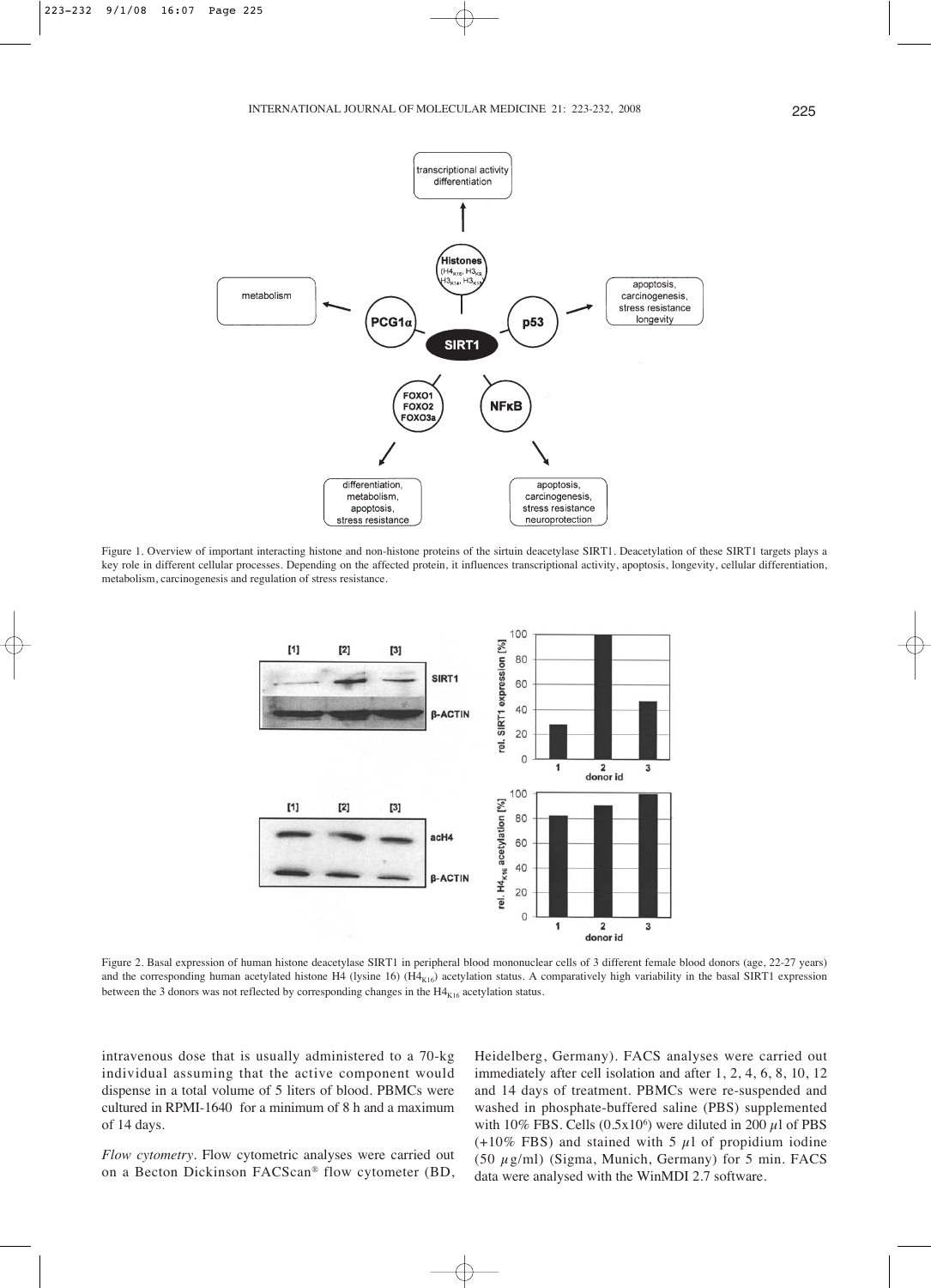Figure 1. Overview of important interacting histone and non-histone proteins of the sirtuin deacetylase SIRT1. Deacetylation of these SIRT1 targets plays a key role in different cellular processes. Depending on the affected protein, it influences transcriptional activity, apoptosis, longevity, cellular differentiation, metabolism, carcinogenesis and regulation of stress resistance.

Figure 2. Basal expression of human histone deacetylase SIRT1 in peripheral blood mononuclear cells of 3 different female blood donors (age, 22-27 years) and the corresponding human acetylated histone H4 (lysine 16) ($H4_{K16}$) acetylation status. A comparatively high variability in the basal SIRT1 expression between the 3 donors was not reflected by corresponding changes in the $H4_{K16}$ acetylation status.

intravenous dose that is usually administered to a 70-kg individual assuming that the active component would dispense in a total volume of 5 liters of blood. PBMCs were cultured in RPMI-1640 for a minimum of 8 h and a maximum of 14 days.

*Flow cytometry*. Flow cytometric analyses were carried out on a Becton Dickinson FACScan® flow cytometer (BD, Heidelberg, Germany). FACS analyses were carried out immediately after cell isolation and after 1, 2, 4, 6, 8, 10, 12 and 14 days of treatment. PBMCs were re-suspended and washed in phosphate-buffered saline (PBS) supplemented with 10% FBS. Cells ($0.5 \times 10^6$) were diluted in 200 $\mu$l of PBS (+10% FBS) and stained with 5 $\mu$l of propidium iodine (50 $\mu$g/ml) (Sigma, Munich, Germany) for 5 min. FACS data were analysed with the WinMDI 2.7 software.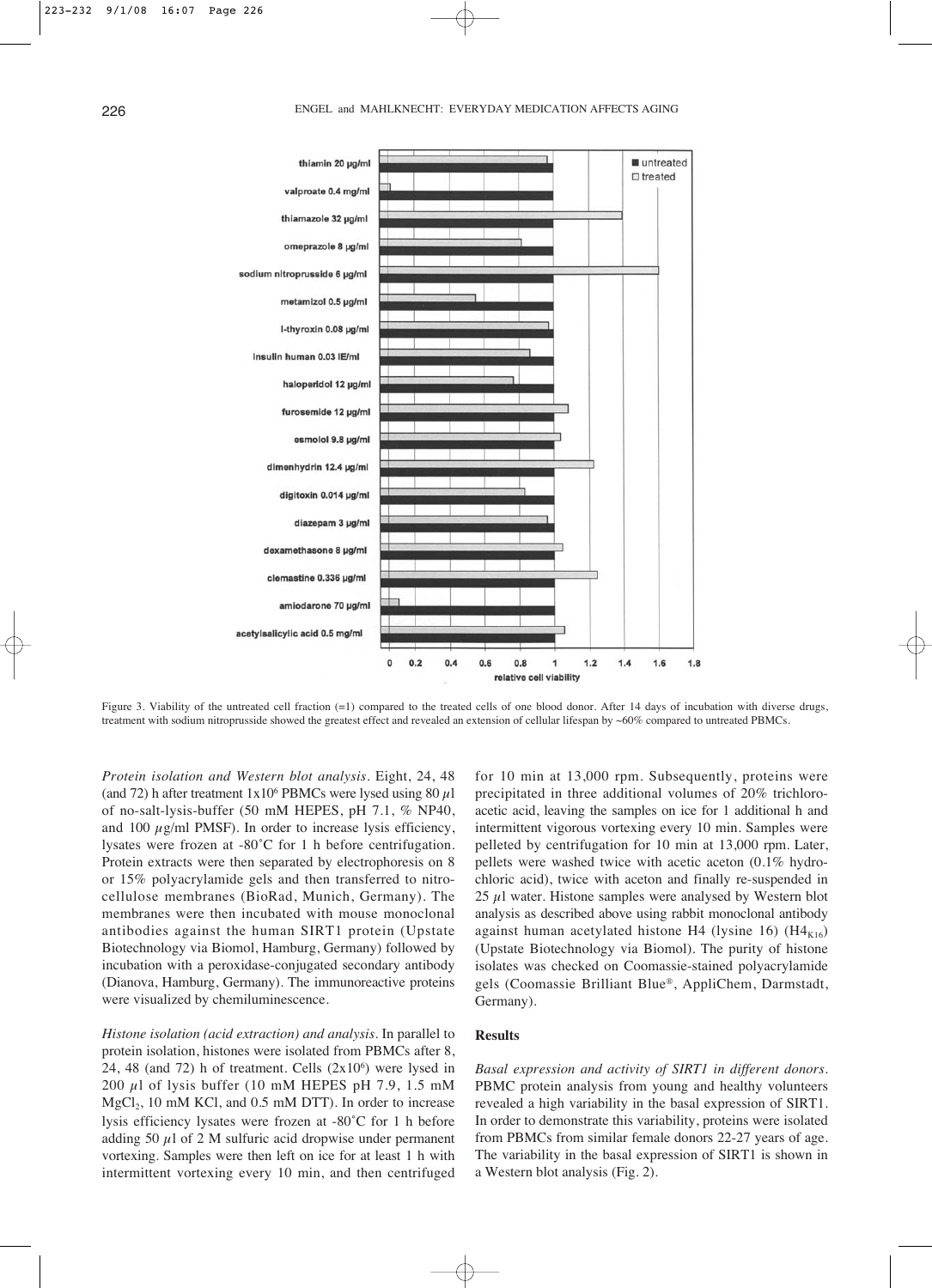Figure 3. Viability of the untreated cell fraction (=1) compared to the treated cells of one blood donor. After 14 days of incubation with diverse drugs, treatment with sodium nitroprusside showed the greatest effect and revealed an extension of cellular lifespan by ~60% compared to untreated PBMCs.

*Protein isolation and Western blot analysis.* Eight, 24, 48 (and 72) h after treatment $1x10^6$ PBMCs were lysed using 80 $\mu$l of no-salt-lysis-buffer (50 mM HEPES, pH 7.1, % NP40, and 100 $\mu$g/ml PMSF). In order to increase lysis efficiency, lysates were frozen at -80˚C for 1 h before centrifugation. Protein extracts were then separated by electrophoresis on 8 or 15% polyacrylamide gels and then transferred to nitrocellulose membranes (BioRad, Munich, Germany). The membranes were then incubated with mouse monoclonal antibodies against the human SIRT1 protein (Upstate Biotechnology via Biomol, Hamburg, Germany) followed by incubation with a peroxidase-conjugated secondary antibody (Dianova, Hamburg, Germany). The immunoreactive proteins were visualized by chemiluminescence.

*Histone isolation (acid extraction) and analysis.* In parallel to protein isolation, histones were isolated from PBMCs after 8, 24, 48 (and 72) h of treatment. Cells ($2x10^6$) were lysed in 200 $\mu$l of lysis buffer (10 mM HEPES pH 7.9, 1.5 mM $MgCl_2$, 10 mM KCl, and 0.5 mM DTT). In order to increase lysis efficiency lysates were frozen at -80˚C for 1 h before adding 50 $\mu$l of 2 M sulfuric acid dropwise under permanent vortexing. Samples were then left on ice for at least 1 h with intermittent vortexing every 10 min, and then centrifuged for 10 min at 13,000 rpm. Subsequently, proteins were precipitated in three additional volumes of 20% trichloroacetic acid, leaving the samples on ice for 1 additional h and intermittent vigorous vortexing every 10 min. Samples were pelleted by centrifugation for 10 min at 13,000 rpm. Later, pellets were washed twice with acetic aceton (0.1% hydrochloric acid), twice with aceton and finally re-suspended in 25 $\mu$l water. Histone samples were analysed by Western blot analysis as described above using rabbit monoclonal antibody against human acetylated histone H4 (lysine 16) ($H4_{K16}$) (Upstate Biotechnology via Biomol). The purity of histone isolates was checked on Coomassie-stained polyacrylamide gels (Coomassie Brilliant Blue®, AppliChem, Darmstadt, Germany).

## Results

*Basal expression and activity of SIRT1 in different donors.* PBMC protein analysis from young and healthy volunteers revealed a high variability in the basal expression of SIRT1. In order to demonstrate this variability, proteins were isolated from PBMCs from similar female donors 22-27 years of age. The variability in the basal expression of SIRT1 is shown in a Western blot analysis (Fig. 2).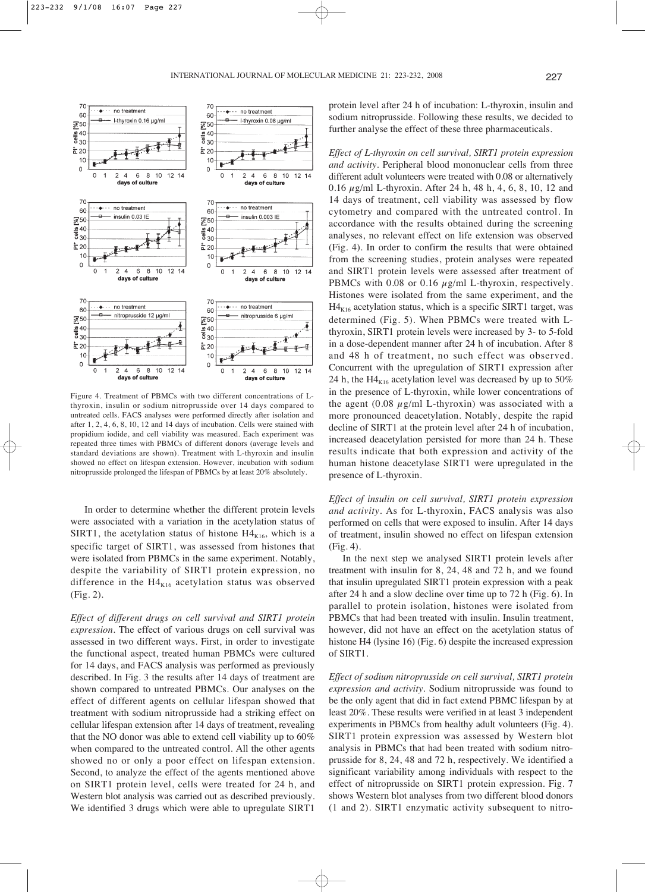Figure 4. Treatment of PBMCs with two different concentrations of L-thyroxin, insulin or sodium nitroprusside over 14 days compared to untreated cells. FACS analyses were performed directly after isolation and after 1, 2, 4, 6, 8, 10, 12 and 14 days of incubation. Cells were stained with propidium iodide, and cell viability was measured. Each experiment was repeated three times with PBMCs of different donors (average levels and standard deviations are shown). Treatment with L-thyroxin and insulin showed no effect on lifespan extension. However, incubation with sodium nitroprusside prolonged the lifespan of PBMCs by at least 20% absolutely.

In order to determine whether the different protein levels were associated with a variation in the acetylation status of SIRT1, the acetylation status of histone $H4_{K16}$, which is a specific target of SIRT1, was assessed from histones that were isolated from PBMCs in the same experiment. Notably, despite the variability of SIRT1 protein expression, no difference in the $H4_{K16}$ acetylation status was observed (Fig. 2).

*Effect of different drugs on cell survival and SIRT1 protein expression*. The effect of various drugs on cell survival was assessed in two different ways. First, in order to investigate the functional aspect, treated human PBMCs were cultured for 14 days, and FACS analysis was performed as previously described. In Fig. 3 the results after 14 days of treatment are shown compared to untreated PBMCs. Our analyses on the effect of different agents on cellular lifespan showed that treatment with sodium nitroprusside had a striking effect on cellular lifespan extension after 14 days of treatment, revealing that the NO donor was able to extend cell viability up to 60% when compared to the untreated control. All the other agents showed no or only a poor effect on lifespan extension. Second, to analyze the effect of the agents mentioned above on SIRT1 protein level, cells were treated for 24 h, and Western blot analysis was carried out as described previously. We identified 3 drugs which were able to upregulate SIRT1 protein level after 24 h of incubation: L-thyroxin, insulin and sodium nitroprusside. Following these results, we decided to further analyse the effect of these three pharmaceuticals.

*Effect of L-thyroxin on cell survival, SIRT1 protein expression and activity*. Peripheral blood mononuclear cells from three different adult volunteers were treated with 0.08 or alternatively 0.16 $\mu$g/ml L-thyroxin. After 24 h, 48 h, 4, 6, 8, 10, 12 and 14 days of treatment, cell viability was assessed by flow cytometry and compared with the untreated control. In accordance with the results obtained during the screening analyses, no relevant effect on life extension was observed (Fig. 4). In order to confirm the results that were obtained from the screening studies, protein analyses were repeated and SIRT1 protein levels were assessed after treatment of PBMCs with 0.08 or 0.16 $\mu$g/ml L-thyroxin, respectively. Histones were isolated from the same experiment, and the $H4_{K16}$ acetylation status, which is a specific SIRT1 target, was determined (Fig. 5). When PBMCs were treated with L-thyroxin, SIRT1 protein levels were increased by 3- to 5-fold in a dose-dependent manner after 24 h of incubation. After 8 and 48 h of treatment, no such effect was observed. Concurrent with the upregulation of SIRT1 expression after 24 h, the $H4_{K16}$ acetylation level was decreased by up to 50% in the presence of L-thyroxin, while lower concentrations of the agent (0.08 $\mu$g/ml L-thyroxin) was associated with a more pronounced deacetylation. Notably, despite the rapid decline of SIRT1 at the protein level after 24 h of incubation, increased deacetylation persisted for more than 24 h. These results indicate that both expression and activity of the human histone deacetylase SIRT1 were upregulated in the presence of L-thyroxin.

*Effect of insulin on cell survival, SIRT1 protein expression and activity*. As for L-thyroxin, FACS analysis was also performed on cells that were exposed to insulin. After 14 days of treatment, insulin showed no effect on lifespan extension (Fig. 4).

In the next step we analysed SIRT1 protein levels after treatment with insulin for 8, 24, 48 and 72 h, and we found that insulin upregulated SIRT1 protein expression with a peak after 24 h and a slow decline over time up to 72 h (Fig. 6). In parallel to protein isolation, histones were isolated from PBMCs that had been treated with insulin. Insulin treatment, however, did not have an effect on the acetylation status of histone H4 (lysine 16) (Fig. 6) despite the increased expression of SIRT1.

*Effect of sodium nitroprusside on cell survival, SIRT1 protein expression and activity*. Sodium nitroprusside was found to be the only agent that did in fact extend PBMC lifespan by at least 20%. These results were verified in at least 3 independent experiments in PBMCs from healthy adult volunteers (Fig. 4). SIRT1 protein expression was assessed by Western blot analysis in PBMCs that had been treated with sodium nitroprusside for 8, 24, 48 and 72 h, respectively. We identified a significant variability among individuals with respect to the effect of nitroprusside on SIRT1 protein expression. Fig. 7 shows Western blot analyses from two different blood donors (1 and 2). SIRT1 enzymatic activity subsequent to nitro-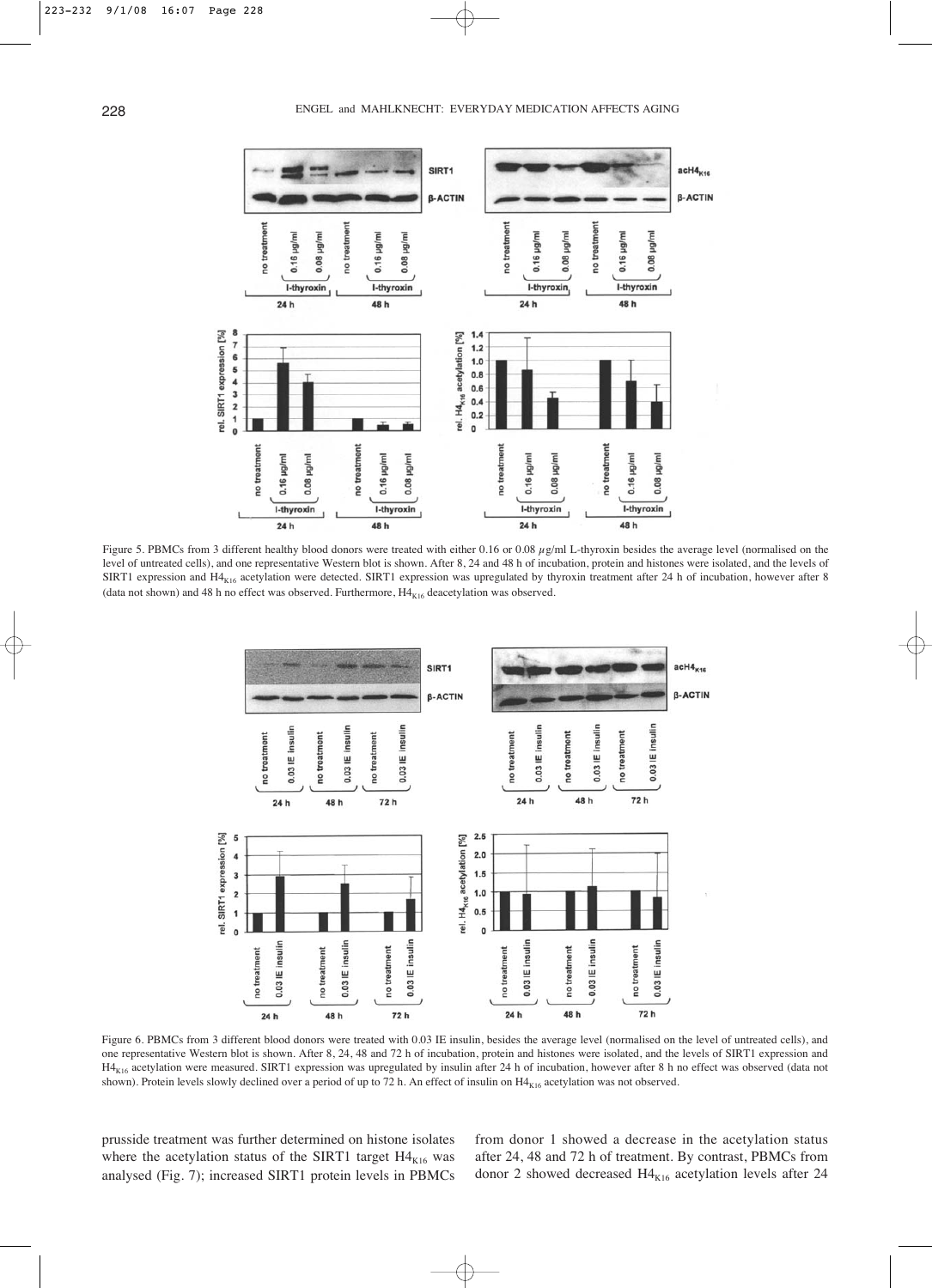Figure 5. PBMCs from 3 different healthy blood donors were treated with either 0.16 or 0.08 $\mu$g/ml L-thyroxin besides the average level (normalised on the level of untreated cells), and one representative Western blot is shown. After 8, 24 and 48 h of incubation, protein and histones were isolated, and the levels of SIRT1 expression and $H4_{K16}$ acetylation were detected. SIRT1 expression was upregulated by thyroxin treatment after 24 h of incubation, however after 8 (data not shown) and 48 h no effect was observed. Furthermore, $H4_{K16}$ deacetylation was observed.

Figure 6. PBMCs from 3 different blood donors were treated with 0.03 IE insulin, besides the average level (normalised on the level of untreated cells), and one representative Western blot is shown. After 8, 24, 48 and 72 h of incubation, protein and histones were isolated, and the levels of SIRT1 expression and $H4_{K16}$ acetylation were measured. SIRT1 expression was upregulated by insulin after 24 h of incubation, however after 8 h no effect was observed (data not shown). Protein levels slowly declined over a period of up to 72 h. An effect of insulin on $H4_{K16}$ acetylation was not observed.

prusside treatment was further determined on histone isolates where the acetylation status of the SIRT1 target $H4_{K16}$ was analysed (Fig. 7); increased SIRT1 protein levels in PBMCs from donor 1 showed a decrease in the acetylation status after 24, 48 and 72 h of treatment. By contrast, PBMCs from donor 2 showed decreased $H4_{K16}$ acetylation levels after 24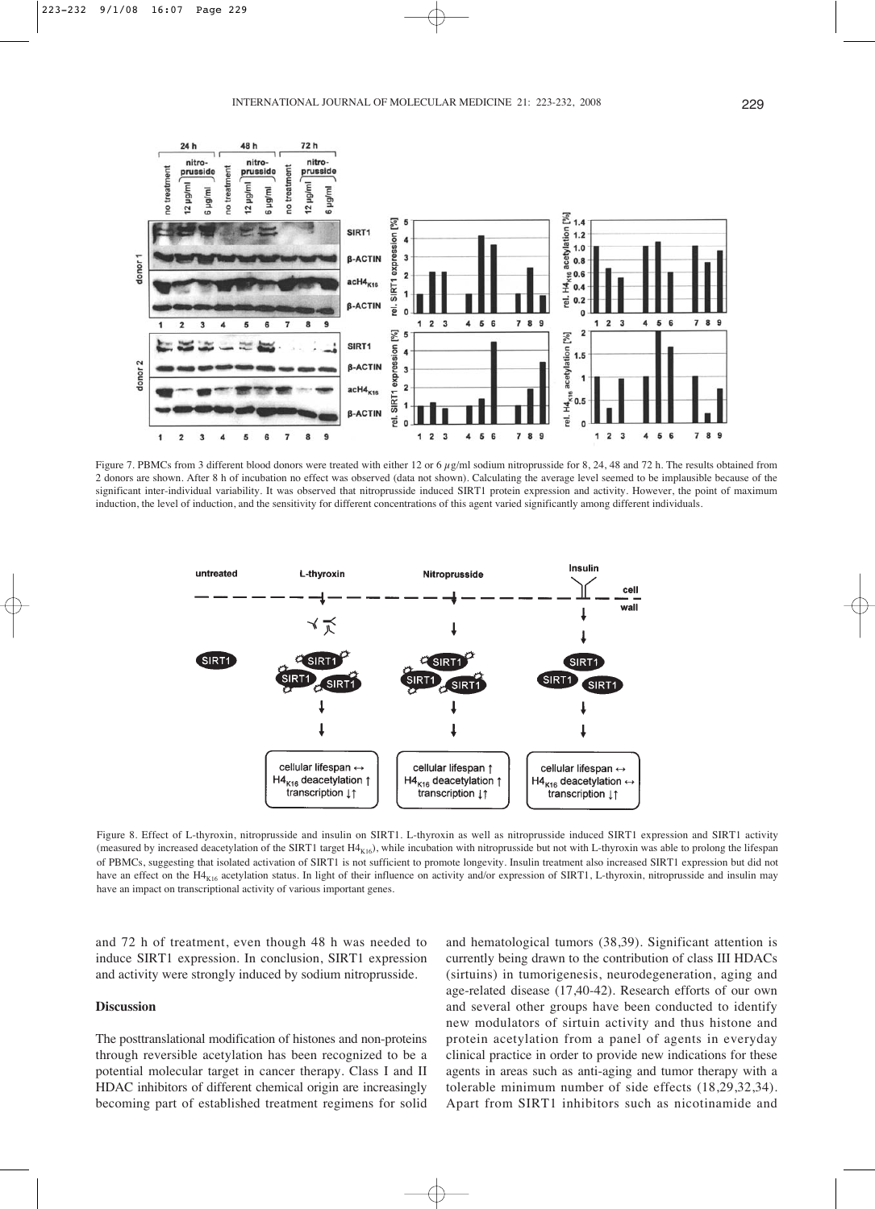Figure 7. PBMCs from 3 different blood donors were treated with either 12 or 6 $\mu$g/ml sodium nitroprusside for 8, 24, 48 and 72 h. The results obtained from 2 donors are shown. After 8 h of incubation no effect was observed (data not shown). Calculating the average level seemed to be implausible because of the significant inter-individual variability. It was observed that nitroprusside induced SIRT1 protein expression and activity. However, the point of maximum induction, the level of induction, and the sensitivity for different concentrations of this agent varied significantly among different individuals.

Figure 8. Effect of L-thyroxin, nitroprusside and insulin on SIRT1. L-thyroxin as well as nitroprusside induced SIRT1 expression and SIRT1 activity (measured by increased deacetylation of the SIRT1 target $H4_{K16}$), while incubation with nitroprusside but not with L-thyroxin was able to prolong the lifespan of PBMCs, suggesting that isolated activation of SIRT1 is not sufficient to promote longevity. Insulin treatment also increased SIRT1 expression but did not have an effect on the $H4_{K16}$ acetylation status. In light of their influence on activity and/or expression of SIRT1, L-thyroxin, nitroprusside and insulin may have an impact on transcriptional activity of various important genes.

and 72 h of treatment, even though 48 h was needed to induce SIRT1 expression. In conclusion, SIRT1 expression and activity were strongly induced by sodium nitroprusside.

## Discussion

The posttranslational modification of histones and non-proteins through reversible acetylation has been recognized to be a potential molecular target in cancer therapy. Class I and II HDAC inhibitors of different chemical origin are increasingly becoming part of established treatment regimens for solid and hematological tumors (38,39). Significant attention is currently being drawn to the contribution of class III HDACs (sirtuins) in tumorigenesis, neurodegeneration, aging and age-related disease (17,40-42). Research efforts of our own and several other groups have been conducted to identify new modulators of sirtuin activity and thus histone and protein acetylation from a panel of agents in everyday clinical practice in order to provide new indications for these agents in areas such as anti-aging and tumor therapy with a tolerable minimum number of side effects (18,29,32,34). Apart from SIRT1 inhibitors such as nicotinamide and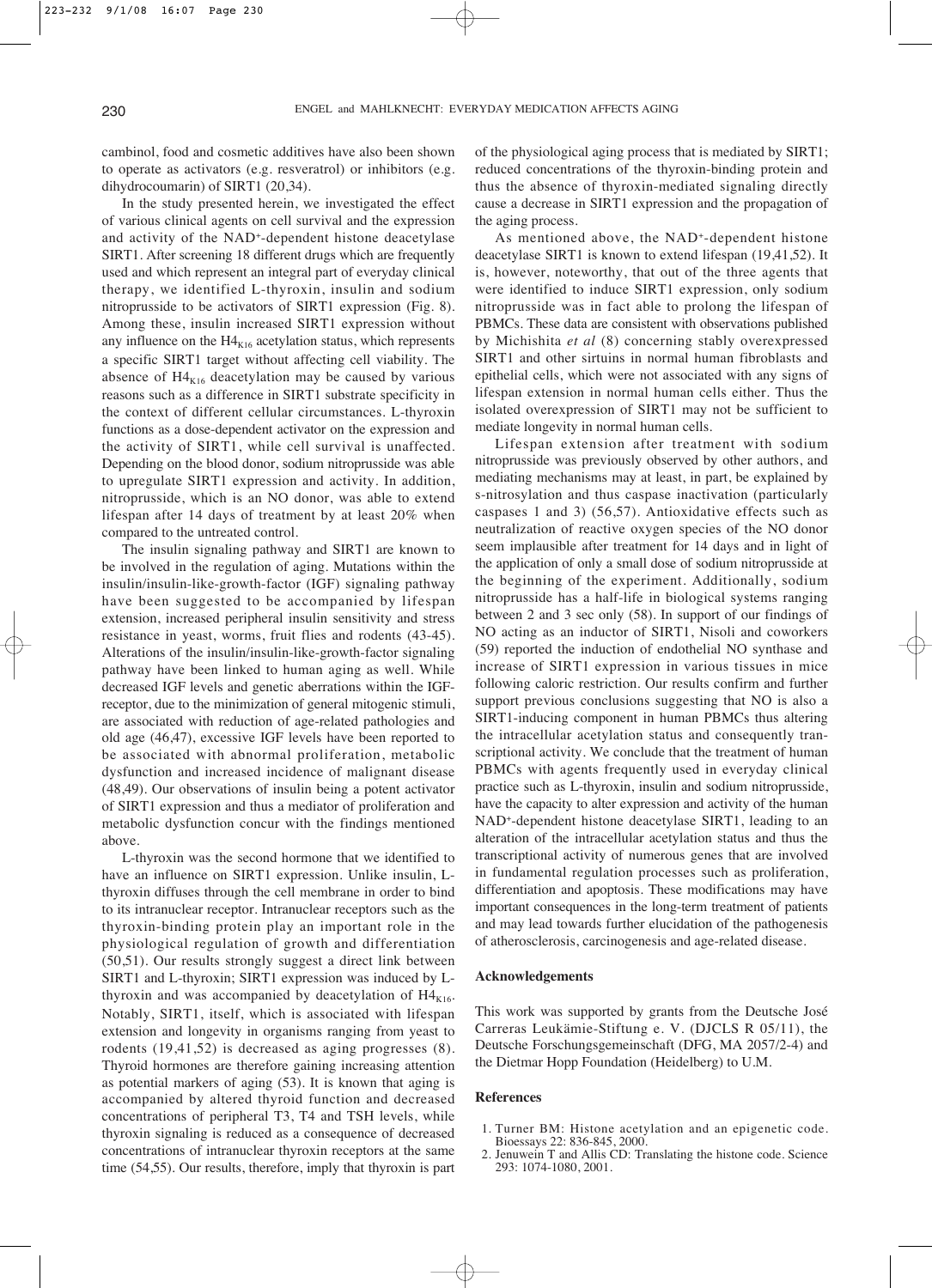cambinol, food and cosmetic additives have also been shown to operate as activators (e.g. resveratrol) or inhibitors (e.g. dihydrocoumarin) of SIRT1 (20,34).

In the study presented herein, we investigated the effect of various clinical agents on cell survival and the expression and activity of the $NAD^+$-dependent histone deacetylase SIRT1. After screening 18 different drugs which are frequently used and which represent an integral part of everyday clinical therapy, we identified L-thyroxin, insulin and sodium nitroprusside to be activators of SIRT1 expression (Fig. 8). Among these, insulin increased SIRT1 expression without any influence on the $H4_{K16}$ acetylation status, which represents a specific SIRT1 target without affecting cell viability. The absence of $H4_{K16}$ deacetylation may be caused by various reasons such as a difference in SIRT1 substrate specificity in the context of different cellular circumstances. L-thyroxin functions as a dose-dependent activator on the expression and the activity of SIRT1, while cell survival is unaffected. Depending on the blood donor, sodium nitroprusside was able to upregulate SIRT1 expression and activity. In addition, nitroprusside, which is an NO donor, was able to extend lifespan after 14 days of treatment by at least 20% when compared to the untreated control.

The insulin signaling pathway and SIRT1 are known to be involved in the regulation of aging. Mutations within the insulin/insulin-like-growth-factor (IGF) signaling pathway have been suggested to be accompanied by lifespan extension, increased peripheral insulin sensitivity and stress resistance in yeast, worms, fruit flies and rodents (43-45). Alterations of the insulin/insulin-like-growth-factor signaling pathway have been linked to human aging as well. While decreased IGF levels and genetic aberrations within the IGF-receptor, due to the minimization of general mitogenic stimuli, are associated with reduction of age-related pathologies and old age (46,47), excessive IGF levels have been reported to be associated with abnormal proliferation, metabolic dysfunction and increased incidence of malignant disease (48,49). Our observations of insulin being a potent activator of SIRT1 expression and thus a mediator of proliferation and metabolic dysfunction concur with the findings mentioned above.

L-thyroxin was the second hormone that we identified to have an influence on SIRT1 expression. Unlike insulin, L-thyroxin diffuses through the cell membrane in order to bind to its intranuclear receptor. Intranuclear receptors such as the thyroxin-binding protein play an important role in the physiological regulation of growth and differentiation (50,51). Our results strongly suggest a direct link between SIRT1 and L-thyroxin; SIRT1 expression was induced by L-thyroxin and was accompanied by deacetylation of $H4_{K16}$. Notably, SIRT1, itself, which is associated with lifespan extension and longevity in organisms ranging from yeast to rodents (19,41,52) is decreased as aging progresses (8). Thyroid hormones are therefore gaining increasing attention as potential markers of aging (53). It is known that aging is accompanied by altered thyroid function and decreased concentrations of peripheral T3, T4 and TSH levels, while thyroxin signaling is reduced as a consequence of decreased concentrations of intranuclear thyroxin receptors at the same time (54,55). Our results, therefore, imply that thyroxin is part of the physiological aging process that is mediated by SIRT1; reduced concentrations of the thyroxin-binding protein and thus the absence of thyroxin-mediated signaling directly cause a decrease in SIRT1 expression and the propagation of the aging process.

As mentioned above, the $NAD^+$-dependent histone deacetylase SIRT1 is known to extend lifespan (19,41,52). It is, however, noteworthy, that out of the three agents that were identified to induce SIRT1 expression, only sodium nitroprusside was in fact able to prolong the lifespan of PBMCs. These data are consistent with observations published by Michishita *et al* (8) concerning stably overexpressed SIRT1 and other sirtuins in normal human fibroblasts and epithelial cells, which were not associated with any signs of lifespan extension in normal human cells either. Thus the isolated overexpression of SIRT1 may not be sufficient to mediate longevity in normal human cells.

Lifespan extension after treatment with sodium nitroprusside was previously observed by other authors, and mediating mechanisms may at least, in part, be explained by s-nitrosylation and thus caspase inactivation (particularly caspases 1 and 3) (56,57). Antioxidative effects such as neutralization of reactive oxygen species of the NO donor seem implausible after treatment for 14 days and in light of the application of only a small dose of sodium nitroprusside at the beginning of the experiment. Additionally, sodium nitroprusside has a half-life in biological systems ranging between 2 and 3 sec only (58). In support of our findings of NO acting as an inductor of SIRT1, Nisoli and coworkers (59) reported the induction of endothelial NO synthase and increase of SIRT1 expression in various tissues in mice following caloric restriction. Our results confirm and further support previous conclusions suggesting that NO is also a SIRT1-inducing component in human PBMCs thus altering the intracellular acetylation status and consequently transcriptional activity. We conclude that the treatment of human PBMCs with agents frequently used in everyday clinical practice such as L-thyroxin, insulin and sodium nitroprusside, have the capacity to alter expression and activity of the human $NAD^+$-dependent histone deacetylase SIRT1, leading to an alteration of the intracellular acetylation status and thus the transcriptional activity of numerous genes that are involved in fundamental regulation processes such as proliferation, differentiation and apoptosis. These modifications may have important consequences in the long-term treatment of patients and may lead towards further elucidation of the pathogenesis of atherosclerosis, carcinogenesis and age-related disease.

**Acknowledgements**

This work was supported by grants from the Deutsche José Carreras Leukämie-Stiftung e. V. (DJCLS R 05/11), the Deutsche Forschungsgemeinschaft (DFG, MA 2057/2-4) and the Dietmar Hopp Foundation (Heidelberg) to U.M.

**References**

1. Turner BM: Histone acetylation and an epigenetic code. Bioessays 22: 836-845, 2000.
2. Jenuwein T and Allis CD: Translating the histone code. Science 293: 1074-1080, 2001.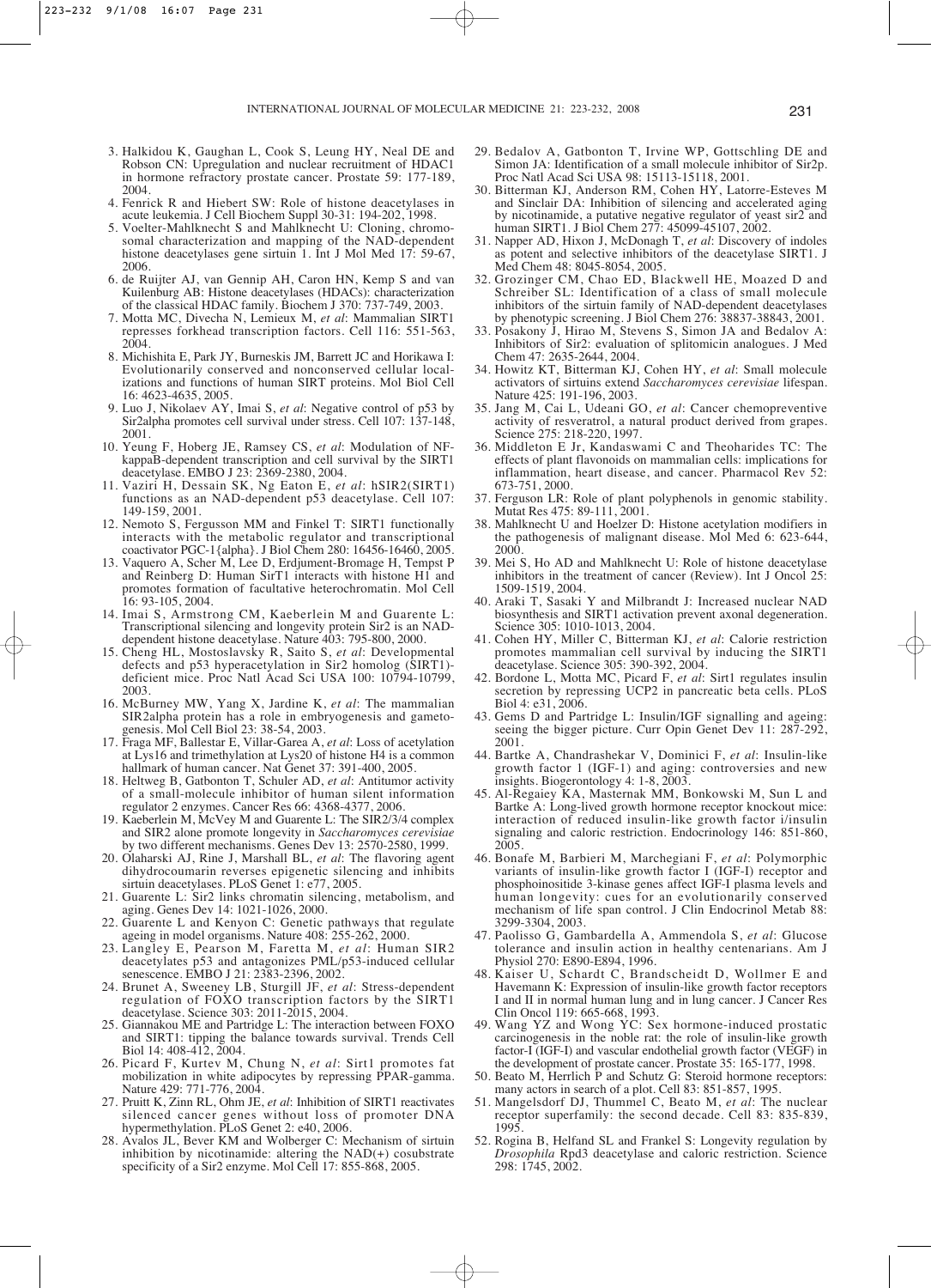3. Halkidou K, Gaughan L, Cook S, Leung HY, Neal DE and Robson CN: Upregulation and nuclear recruitment of HDAC1 in hormone refractory prostate cancer. Prostate 59: 177-189, 2004.
4. Fenrick R and Hiebert SW: Role of histone deacetylases in acute leukemia. J Cell Biochem Suppl 30-31: 194-202, 1998.
5. Voelter-Mahlknecht S and Mahlknecht U: Cloning, chromosomal characterization and mapping of the NAD-dependent histone deacetylases gene sirtuin 1. Int J Mol Med 17: 59-67, 2006.
6. de Ruijter AJ, van Gennip AH, Caron HN, Kemp S and van Kuilenburg AB: Histone deacetylases (HDACs): characterization of the classical HDAC family. Biochem J 370: 737-749, 2003.
7. Motta MC, Divecha N, Lemieux M, *et al*: Mammalian SIRT1 represses forkhead transcription factors. Cell 116: 551-563, 2004.
8. Michishita E, Park JY, Burneskis JM, Barrett JC and Horikawa I: Evolutionarily conserved and nonconserved cellular localizations and functions of human SIRT proteins. Mol Biol Cell 16: 4623-4635, 2005.
9. Luo J, Nikolaev AY, Imai S, *et al*: Negative control of p53 by Sir2alpha promotes cell survival under stress. Cell 107: 137-148, 2001.
10. Yeung F, Hoberg JE, Ramsey CS, *et al*: Modulation of NF-kappaB-dependent transcription and cell survival by the SIRT1 deacetylase. EMBO J 23: 2369-2380, 2004.
11. Vaziri H, Dessain SK, Ng Eaton E, *et al*: hSIR2(SIRT1) functions as an NAD-dependent p53 deacetylase. Cell 107: 149-159, 2001.
12. Nemoto S, Fergusson MM and Finkel T: SIRT1 functionally interacts with the metabolic regulator and transcriptional coactivator PGC-1{alpha}. J Biol Chem 280: 16456-16460, 2005.
13. Vaquero A, Scher M, Lee D, Erdjument-Bromage H, Tempst P and Reinberg D: Human SirT1 interacts with histone H1 and promotes formation of facultative heterochromatin. Mol Cell 16: 93-105, 2004.
14. Imai S, Armstrong CM, Kaeberlein M and Guarente L: Transcriptional silencing and longevity protein Sir2 is an NAD-dependent histone deacetylase. Nature 403: 795-800, 2000.
15. Cheng HL, Mostoslavsky R, Saito S, *et al*: Developmental defects and p53 hyperacetylation in Sir2 homolog (SIRT1)-deficient mice. Proc Natl Acad Sci USA 100: 10794-10799, 2003.
16. McBurney MW, Yang X, Jardine K, *et al*: The mammalian SIR2alpha protein has a role in embryogenesis and gametogenesis. Mol Cell Biol 23: 38-54, 2003.
17. Fraga MF, Ballestar E, Villar-Garea A, *et al*: Loss of acetylation at Lys16 and trimethylation at Lys20 of histone H4 is a common hallmark of human cancer. Nat Genet 37: 391-400, 2005.
18. Heltweg B, Gatbonton T, Schuler AD, *et al*: Antitumor activity of a small-molecule inhibitor of human silent information regulator 2 enzymes. Cancer Res 66: 4368-4377, 2006.
19. Kaeberlein M, McVey M and Guarente L: The SIR2/3/4 complex and SIR2 alone promote longevity in *Saccharomyces cerevisiae* by two different mechanisms. Genes Dev 13: 2570-2580, 1999.
20. Olaharski AJ, Rine J, Marshall BL, *et al*: The flavoring agent dihydrocoumarin reverses epigenetic silencing and inhibits sirtuin deacetylases. PLoS Genet 1: e77, 2005.
21. Guarente L: Sir2 links chromatin silencing, metabolism, and aging. Genes Dev 14: 1021-1026, 2000.
22. Guarente L and Kenyon C: Genetic pathways that regulate ageing in model organisms. Nature 408: 255-262, 2000.
23. Langley E, Pearson M, Faretta M, *et al*: Human SIR2 deacetylates p53 and antagonizes PML/p53-induced cellular senescence. EMBO J 21: 2383-2396, 2002.
24. Brunet A, Sweeney LB, Sturgill JF, *et al*: Stress-dependent regulation of FOXO transcription factors by the SIRT1 deacetylase. Science 303: 2011-2015, 2004.
25. Giannakou ME and Partridge L: The interaction between FOXO and SIRT1: tipping the balance towards survival. Trends Cell Biol 14: 408-412, 2004.
26. Picard F, Kurtev M, Chung N, *et al*: Sirt1 promotes fat mobilization in white adipocytes by repressing PPAR-gamma. Nature 429: 771-776, 2004.
27. Pruitt K, Zinn RL, Ohm JE, *et al*: Inhibition of SIRT1 reactivates silenced cancer genes without loss of promoter DNA hypermethylation. PLoS Genet 2: e40, 2006.
28. Avalos JL, Bever KM and Wolberger C: Mechanism of sirtuin inhibition by nicotinamide: altering the NAD(+) cosubstrate specificity of a Sir2 enzyme. Mol Cell 17: 855-868, 2005.
29. Bedalov A, Gatbonton T, Irvine WP, Gottschling DE and Simon JA: Identification of a small molecule inhibitor of Sir2p. Proc Natl Acad Sci USA 98: 15113-15118, 2001.
30. Bitterman KJ, Anderson RM, Cohen HY, Latorre-Esteves M and Sinclair DA: Inhibition of silencing and accelerated aging by nicotinamide, a putative negative regulator of yeast sir2 and human SIRT1. J Biol Chem 277: 45099-45107, 2002.
31. Napper AD, Hixon J, McDonagh T, *et al*: Discovery of indoles as potent and selective inhibitors of the deacetylase SIRT1. J Med Chem 48: 8045-8054, 2005.
32. Grozinger CM, Chao ED, Blackwell HE, Moazed D and Schreiber SL: Identification of a class of small molecule inhibitors of the sirtuin family of NAD-dependent deacetylases by phenotypic screening. J Biol Chem 276: 38837-38843, 2001.
33. Posakony J, Hirao M, Stevens S, Simon JA and Bedalov A: Inhibitors of Sir2: evaluation of splitomicin analogues. J Med Chem 47: 2635-2644, 2004.
34. Howitz KT, Bitterman KJ, Cohen HY, *et al*: Small molecule activators of sirtuins extend *Saccharomyces cerevisiae* lifespan. Nature 425: 191-196, 2003.
35. Jang M, Cai L, Udeani GO, *et al*: Cancer chemopreventive activity of resveratrol, a natural product derived from grapes. Science 275: 218-220, 1997.
36. Middleton E Jr, Kandaswami C and Theoharides TC: The effects of plant flavonoids on mammalian cells: implications for inflammation, heart disease, and cancer. Pharmacol Rev 52: 673-751, 2000.
37. Ferguson LR: Role of plant polyphenols in genomic stability. Mutat Res 475: 89-111, 2001.
38. Mahlknecht U and Hoelzer D: Histone acetylation modifiers in the pathogenesis of malignant disease. Mol Med 6: 623-644, 2000.
39. Mei S, Ho AD and Mahlknecht U: Role of histone deacetylase inhibitors in the treatment of cancer (Review). Int J Oncol 25: 1509-1519, 2004.
40. Araki T, Sasaki Y and Milbrandt J: Increased nuclear NAD biosynthesis and SIRT1 activation prevent axonal degeneration. Science 305: 1010-1013, 2004.
41. Cohen HY, Miller C, Bitterman KJ, *et al*: Calorie restriction promotes mammalian cell survival by inducing the SIRT1 deacetylase. Science 305: 390-392, 2004.
42. Bordone L, Motta MC, Picard F, *et al*: Sirt1 regulates insulin secretion by repressing UCP2 in pancreatic beta cells. PLoS Biol 4: e31, 2006.
43. Gems D and Partridge L: Insulin/IGF signalling and ageing: seeing the bigger picture. Curr Opin Genet Dev 11: 287-292, 2001.
44. Bartke A, Chandrashekar V, Dominici F, *et al*: Insulin-like growth factor 1 (IGF-1) and aging: controversies and new insights. Biogerontology 4: 1-8, 2003.
45. Al-Regaiey KA, Masternak MM, Bonkowski M, Sun L and Bartke A: Long-lived growth hormone receptor knockout mice: interaction of reduced insulin-like growth factor i/insulin signaling and caloric restriction. Endocrinology 146: 851-860, 2005.
46. Bonafe M, Barbieri M, Marchegiani F, *et al*: Polymorphic variants of insulin-like growth factor I (IGF-I) receptor and phosphoinositide 3-kinase genes affect IGF-I plasma levels and human longevity: cues for an evolutionarily conserved mechanism of life span control. J Clin Endocrinol Metab 88: 3299-3304, 2003.
47. Paolisso G, Gambardella A, Ammendola S, *et al*: Glucose tolerance and insulin action in healthy centenarians. Am J Physiol 270: E890-E894, 1996.
48. Kaiser U, Schardt C, Brandscheidt D, Wollmer E and Havemann K: Expression of insulin-like growth factor receptors I and II in normal human lung and in lung cancer. J Cancer Res Clin Oncol 119: 665-668, 1993.
49. Wang YZ and Wong YC: Sex hormone-induced prostatic carcinogenesis in the noble rat: the role of insulin-like growth factor-I (IGF-I) and vascular endothelial growth factor (VEGF) in the development of prostate cancer. Prostate 35: 165-177, 1998.
50. Beato M, Herrlich P and Schutz G: Steroid hormone receptors: many actors in search of a plot. Cell 83: 851-857, 1995.
51. Mangelsdorf DJ, Thummel C, Beato M, *et al*: The nuclear receptor superfamily: the second decade. Cell 83: 835-839, 1995.
52. Rogina B, Helfand SL and Frankel S: Longevity regulation by *Drosophila* Rpd3 deacetylase and caloric restriction. Science 298: 1745, 2002.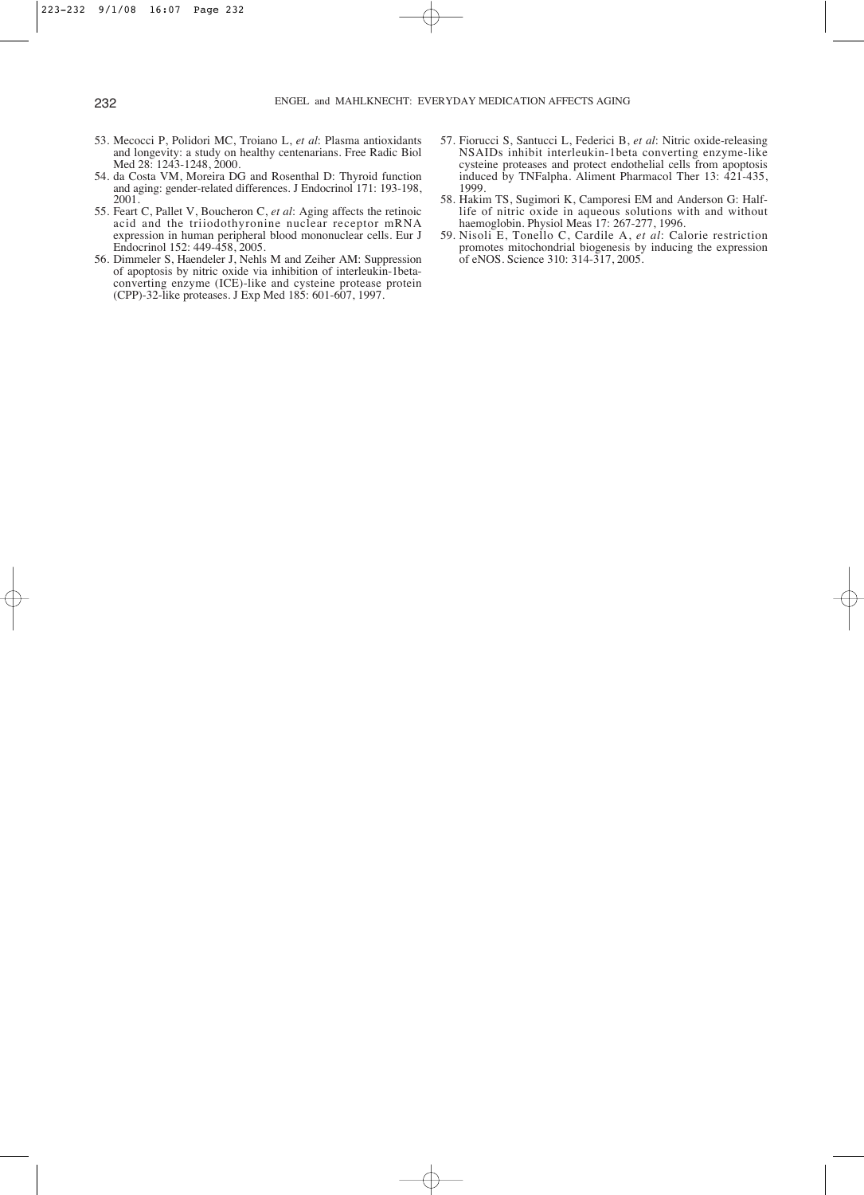53. Mecocci P, Polidori MC, Troiano L, *et al*: Plasma antioxidants and longevity: a study on healthy centenarians. Free Radic Biol Med 28: 1243-1248, 2000.
54. da Costa VM, Moreira DG and Rosenthal D: Thyroid function and aging: gender-related differences. J Endocrinol 171: 193-198, 2001.
55. Feart C, Pallet V, Boucheron C, *et al*: Aging affects the retinoic acid and the triiodothyronine nuclear receptor mRNA expression in human peripheral blood mononuclear cells. Eur J Endocrinol 152: 449-458, 2005.
56. Dimmeler S, Haendeler J, Nehls M and Zeiher AM: Suppression of apoptosis by nitric oxide via inhibition of interleukin-1beta-converting enzyme (ICE)-like and cysteine protease protein (CPP)-32-like proteases. J Exp Med 185: 601-607, 1997.
57. Fiorucci S, Santucci L, Federici B, *et al*: Nitric oxide-releasing NSAIDs inhibit interleukin-1beta converting enzyme-like cysteine proteases and protect endothelial cells from apoptosis induced by TNFalpha. Aliment Pharmacol Ther 13: 421-435, 1999.
58. Hakim TS, Sugimori K, Camporesi EM and Anderson G: Half-life of nitric oxide in aqueous solutions with and without haemoglobin. Physiol Meas 17: 267-277, 1996.
59. Nisoli E, Tonello C, Cardile A, *et al*: Calorie restriction promotes mitochondrial biogenesis by inducing the expression of eNOS. Science 310: 314-317, 2005.